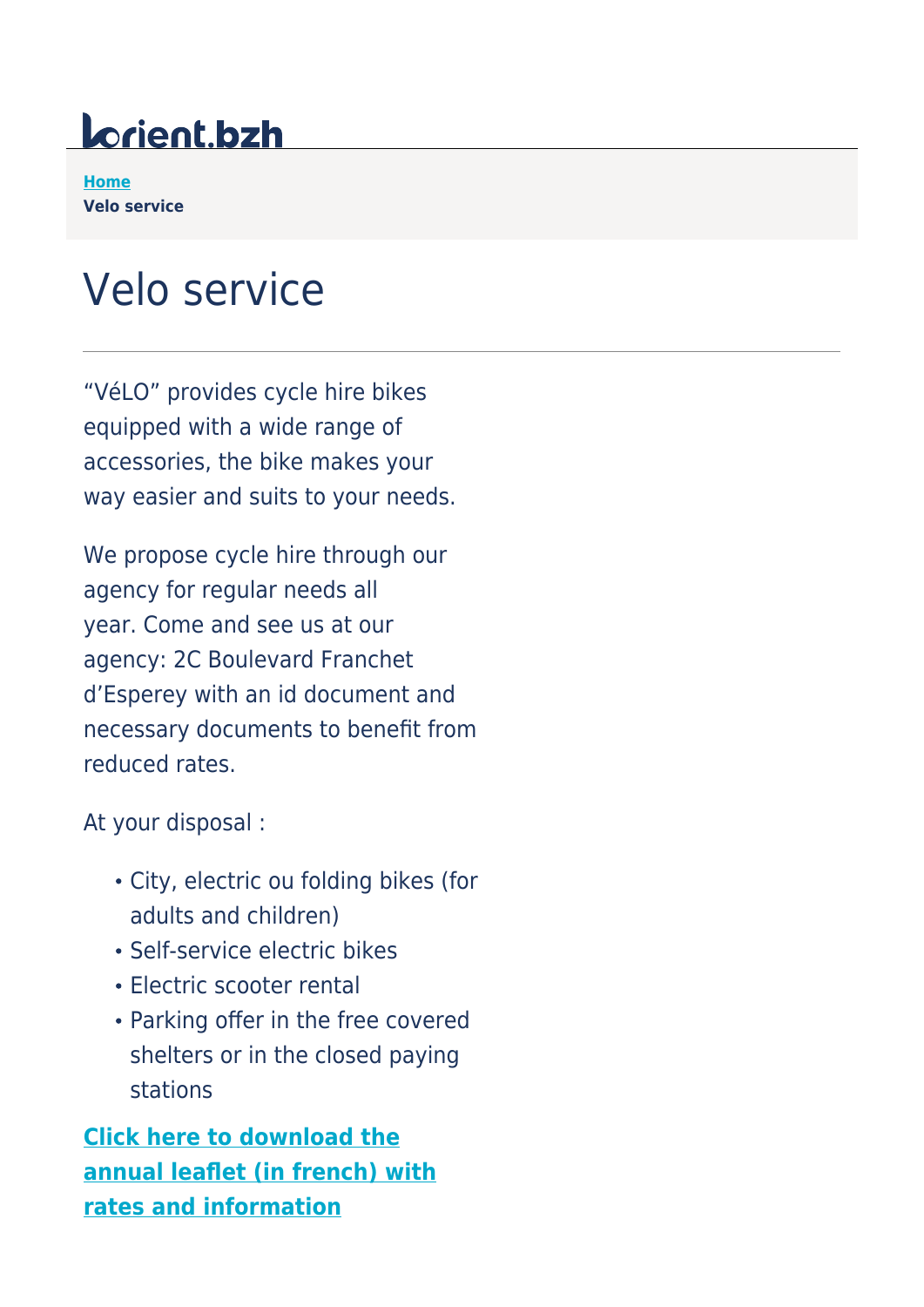lorient.bzh

Home
**Velo service**

# Velo service

"VéLO" provides cycle hire bikes equipped with a wide range of accessories, the bike makes your way easier and suits to your needs.

We propose cycle hire through our agency for regular needs all year. Come and see us at our agency: 2C Boulevard Franchet d'Esperey with an id document and necessary documents to benefit from reduced rates.

At your disposal :

- City, electric ou folding bikes (for adults and children)
- Self-service electric bikes
- Electric scooter rental
- Parking offer in the free covered shelters or in the closed paying stations

**Click here to download the annual leaflet (in french) with rates and information**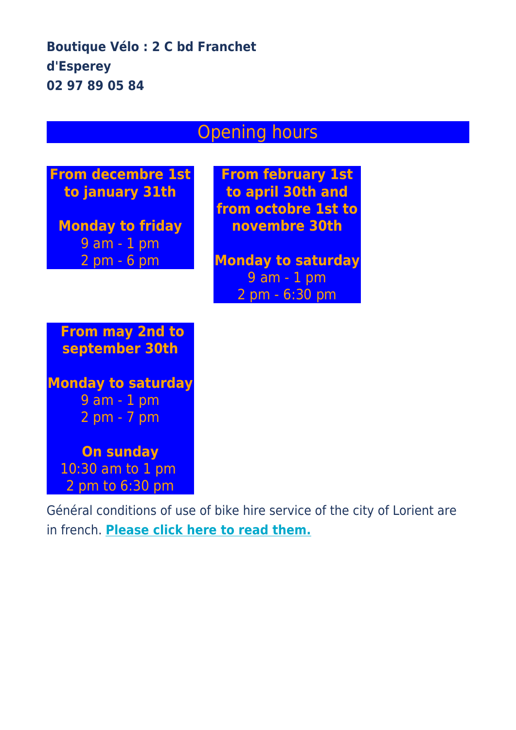**Boutique Vélo : 2 C bd Franchet d'Esperey**
**02 97 89 05 84**

## Opening hours

**From decembre 1st to january 31th**

**Monday to friday**
9 am - 1 pm
2 pm - 6 pm

**From february 1st to april 30th and from octobre 1st to novembre 30th**

**Monday to saturday**
9 am - 1 pm
2 pm - 6:30 pm

**From may 2nd to september 30th**

**Monday to saturday**
9 am - 1 pm
2 pm - 7 pm

**On sunday**
10:30 am to 1 pm
2 pm to 6:30 pm

Général conditions of use of bike hire service of the city of Lorient are in french. **Please click here to read them.**